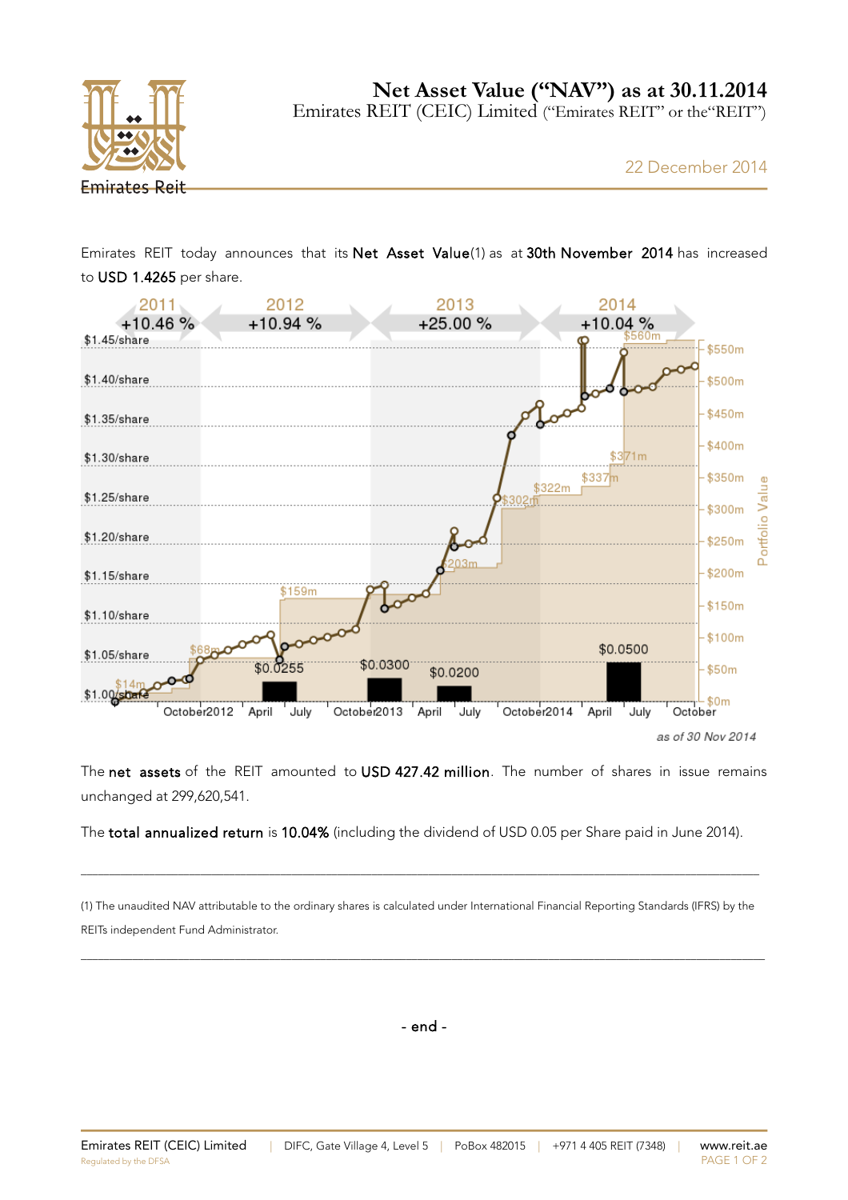# Net Asset Value ("NAV") as at 30.11.2014

Emirates REIT (CEIC) Limited ("Emirates REIT" or the "REIT")

22 December 2014

Emirates REIT today announces that its **Net Asset Value**(1) as at **30th November 2014** has increased to **USD 1.4265** per share.

2011 +10.46 % | 2012 +10.94 % | 2013 +25.00 % | 2014 +10.04 %

as of 30 Nov 2014

The **net assets** of the REIT amounted to **USD 427.42 million**. The number of shares in issue remains unchanged at 299,620,541.

The **total annualized return** is **10.04%** (including the dividend of USD 0.05 per Share paid in June 2014).

---

(1) The unaudited NAV attributable to the ordinary shares is calculated under International Financial Reporting Standards (IFRS) by the REITs independent Fund Administrator.

---

- end -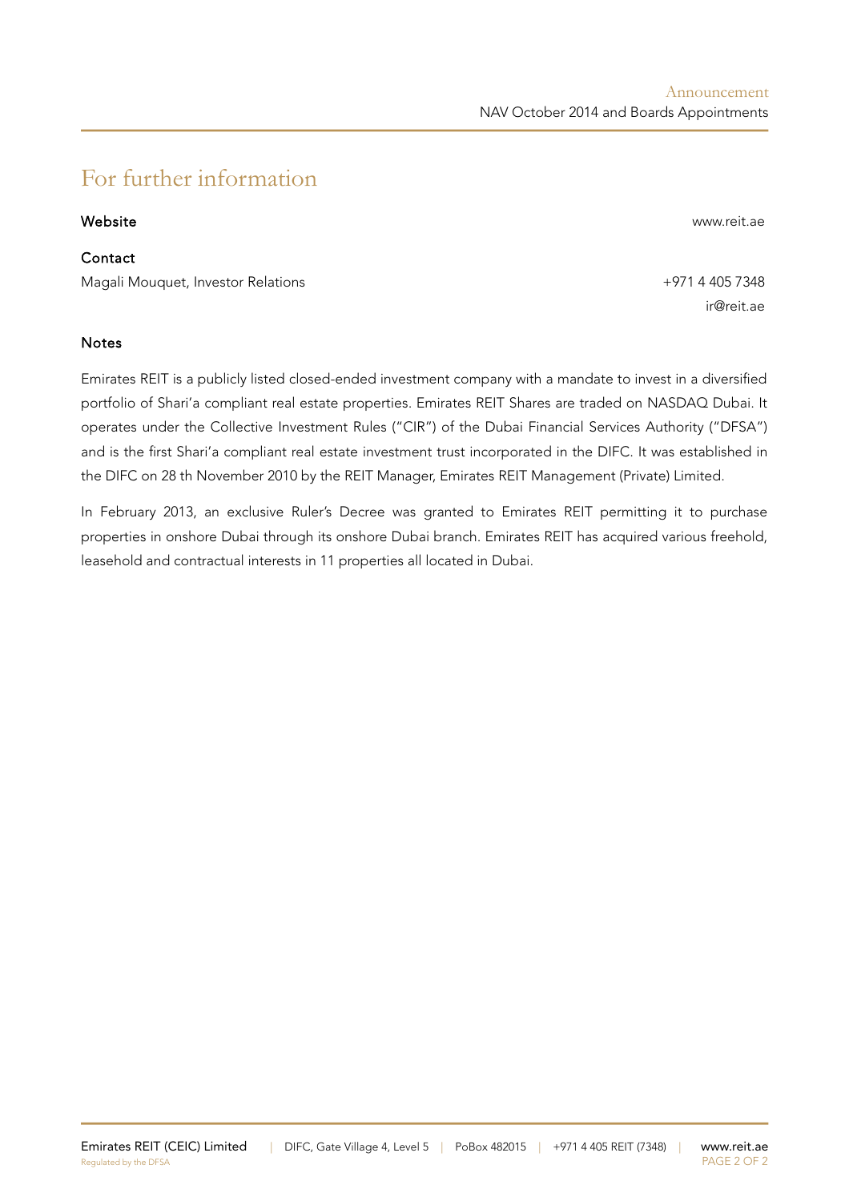## For further information

**Website** www.reit.ae

**Contact**

Magali Mouquet, Investor Relations +971 4 405 7348

ir@reit.ae

**Notes**

Emirates REIT is a publicly listed closed-ended investment company with a mandate to invest in a diversified portfolio of Shari'a compliant real estate properties. Emirates REIT Shares are traded on NASDAQ Dubai. It operates under the Collective Investment Rules ("CIR") of the Dubai Financial Services Authority ("DFSA") and is the first Shari'a compliant real estate investment trust incorporated in the DIFC. It was established in the DIFC on 28 th November 2010 by the REIT Manager, Emirates REIT Management (Private) Limited.

In February 2013, an exclusive Ruler's Decree was granted to Emirates REIT permitting it to purchase properties in onshore Dubai through its onshore Dubai branch. Emirates REIT has acquired various freehold, leasehold and contractual interests in 11 properties all located in Dubai.